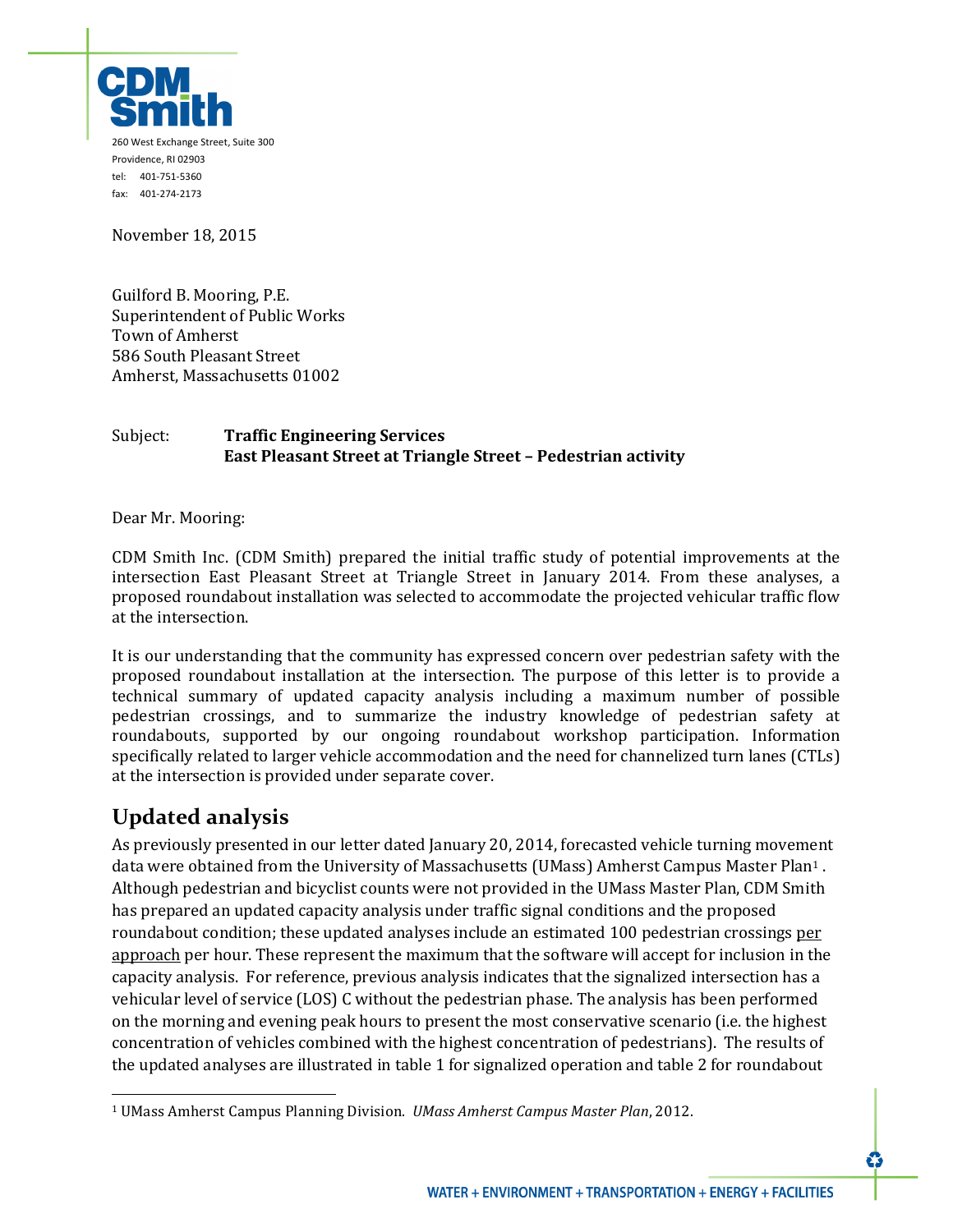CDM Smith

260 West Exchange Street, Suite 300
Providence, RI 02903
tel: 401-751-5360
fax: 401-274-2173

November 18, 2015

Guilford B. Mooring, P.E.
Superintendent of Public Works
Town of Amherst
586 South Pleasant Street
Amherst, Massachusetts 01002

Subject: **Traffic Engineering Services**
**East Pleasant Street at Triangle Street – Pedestrian activity**

Dear Mr. Mooring:

CDM Smith Inc. (CDM Smith) prepared the initial traffic study of potential improvements at the intersection East Pleasant Street at Triangle Street in January 2014. From these analyses, a proposed roundabout installation was selected to accommodate the projected vehicular traffic flow at the intersection.

It is our understanding that the community has expressed concern over pedestrian safety with the proposed roundabout installation at the intersection. The purpose of this letter is to provide a technical summary of updated capacity analysis including a maximum number of possible pedestrian crossings, and to summarize the industry knowledge of pedestrian safety at roundabouts, supported by our ongoing roundabout workshop participation. Information specifically related to larger vehicle accommodation and the need for channelized turn lanes (CTLs) at the intersection is provided under separate cover.

## Updated analysis

As previously presented in our letter dated January 20, 2014, forecasted vehicle turning movement data were obtained from the University of Massachusetts (UMass) Amherst Campus Master Plan[1]. Although pedestrian and bicyclist counts were not provided in the UMass Master Plan, CDM Smith has prepared an updated capacity analysis under traffic signal conditions and the proposed roundabout condition; these updated analyses include an estimated 100 pedestrian crossings per approach per hour. These represent the maximum that the software will accept for inclusion in the capacity analysis. For reference, previous analysis indicates that the signalized intersection has a vehicular level of service (LOS) C without the pedestrian phase. The analysis has been performed on the morning and evening peak hours to present the most conservative scenario (i.e. the highest concentration of vehicles combined with the highest concentration of pedestrians). The results of the updated analyses are illustrated in table 1 for signalized operation and table 2 for roundabout

[1] UMass Amherst Campus Planning Division. *UMass Amherst Campus Master Plan*, 2012.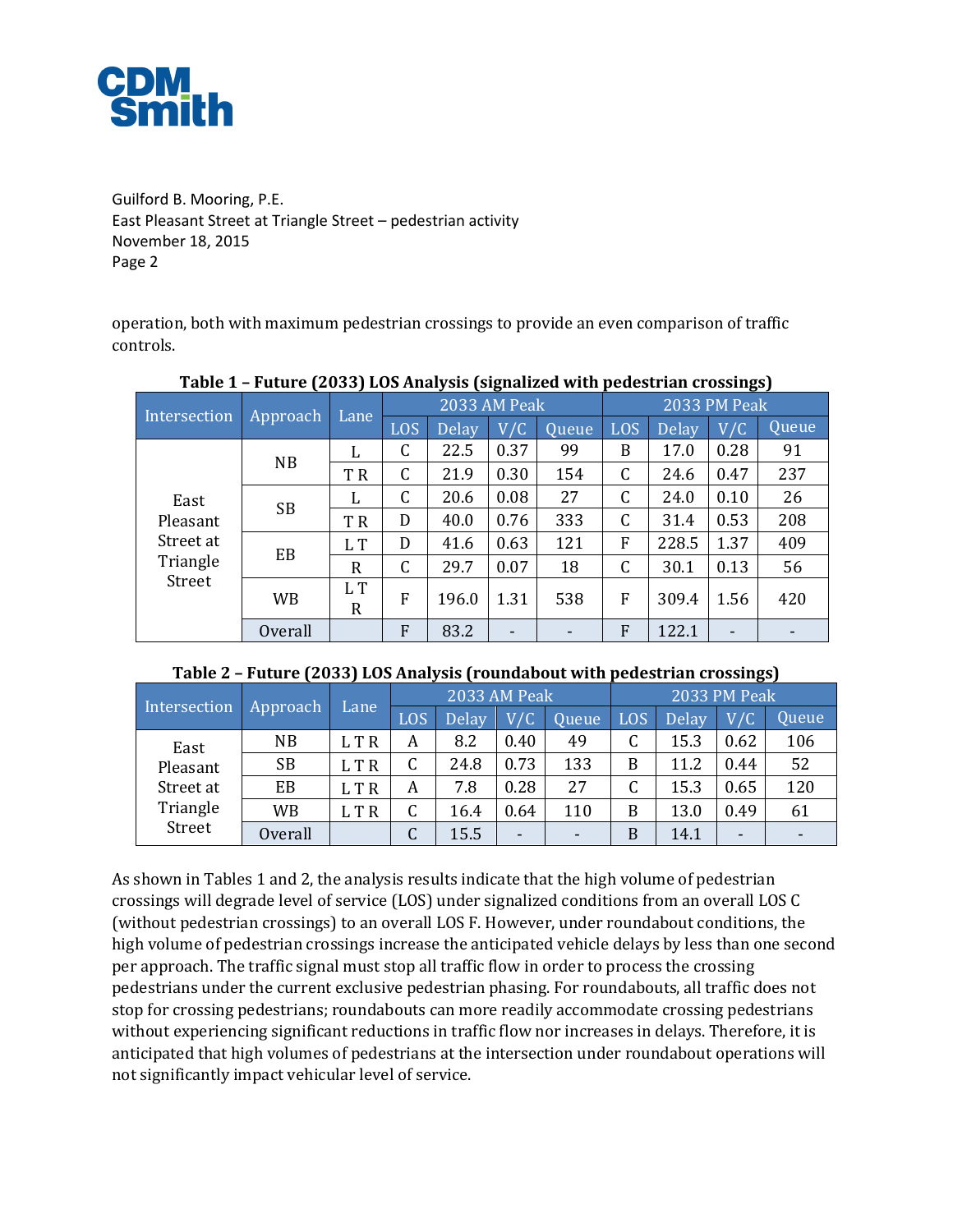operation, both with maximum pedestrian crossings to provide an even comparison of traffic controls.

**Table 1 – Future (2033) LOS Analysis (signalized with pedestrian crossings)**

| Intersection | Approach | Lane | 2033 AM Peak | | | | 2033 PM Peak | | | |
|---|---|---|---|---|---|---|---|---|---|---|
| | | | LOS | Delay | V/C | Queue | LOS | Delay | V/C | Queue |
| East Pleasant Street at Triangle Street | NB | L | C | 22.5 | 0.37 | 99 | B | 17.0 | 0.28 | 91 |
| | | T R | C | 21.9 | 0.30 | 154 | C | 24.6 | 0.47 | 237 |
| | SB | L | C | 20.6 | 0.08 | 27 | C | 24.0 | 0.10 | 26 |
| | | T R | D | 40.0 | 0.76 | 333 | C | 31.4 | 0.53 | 208 |
| | EB | L T | D | 41.6 | 0.63 | 121 | F | 228.5 | 1.37 | 409 |
| | | R | C | 29.7 | 0.07 | 18 | C | 30.1 | 0.13 | 56 |
| | WB | L T R | F | 196.0 | 1.31 | 538 | F | 309.4 | 1.56 | 420 |
| | Overall | | F | 83.2 | - | - | F | 122.1 | - | - |

**Table 2 – Future (2033) LOS Analysis (roundabout with pedestrian crossings)**

| Intersection | Approach | Lane | 2033 AM Peak | | | | 2033 PM Peak | | | |
|---|---|---|---|---|---|---|---|---|---|---|
| | | | LOS | Delay | V/C | Queue | LOS | Delay | V/C | Queue |
| East Pleasant Street at Triangle Street | NB | L T R | A | 8.2 | 0.40 | 49 | C | 15.3 | 0.62 | 106 |
| | SB | L T R | C | 24.8 | 0.73 | 133 | B | 11.2 | 0.44 | 52 |
| | EB | L T R | A | 7.8 | 0.28 | 27 | C | 15.3 | 0.65 | 120 |
| | WB | L T R | C | 16.4 | 0.64 | 110 | B | 13.0 | 0.49 | 61 |
| | Overall | | C | 15.5 | - | - | B | 14.1 | - | - |

As shown in Tables 1 and 2, the analysis results indicate that the high volume of pedestrian crossings will degrade level of service (LOS) under signalized conditions from an overall LOS C (without pedestrian crossings) to an overall LOS F. However, under roundabout conditions, the high volume of pedestrian crossings increase the anticipated vehicle delays by less than one second per approach. The traffic signal must stop all traffic flow in order to process the crossing pedestrians under the current exclusive pedestrian phasing. For roundabouts, all traffic does not stop for crossing pedestrians; roundabouts can more readily accommodate crossing pedestrians without experiencing significant reductions in traffic flow nor increases in delays. Therefore, it is anticipated that high volumes of pedestrians at the intersection under roundabout operations will not significantly impact vehicular level of service.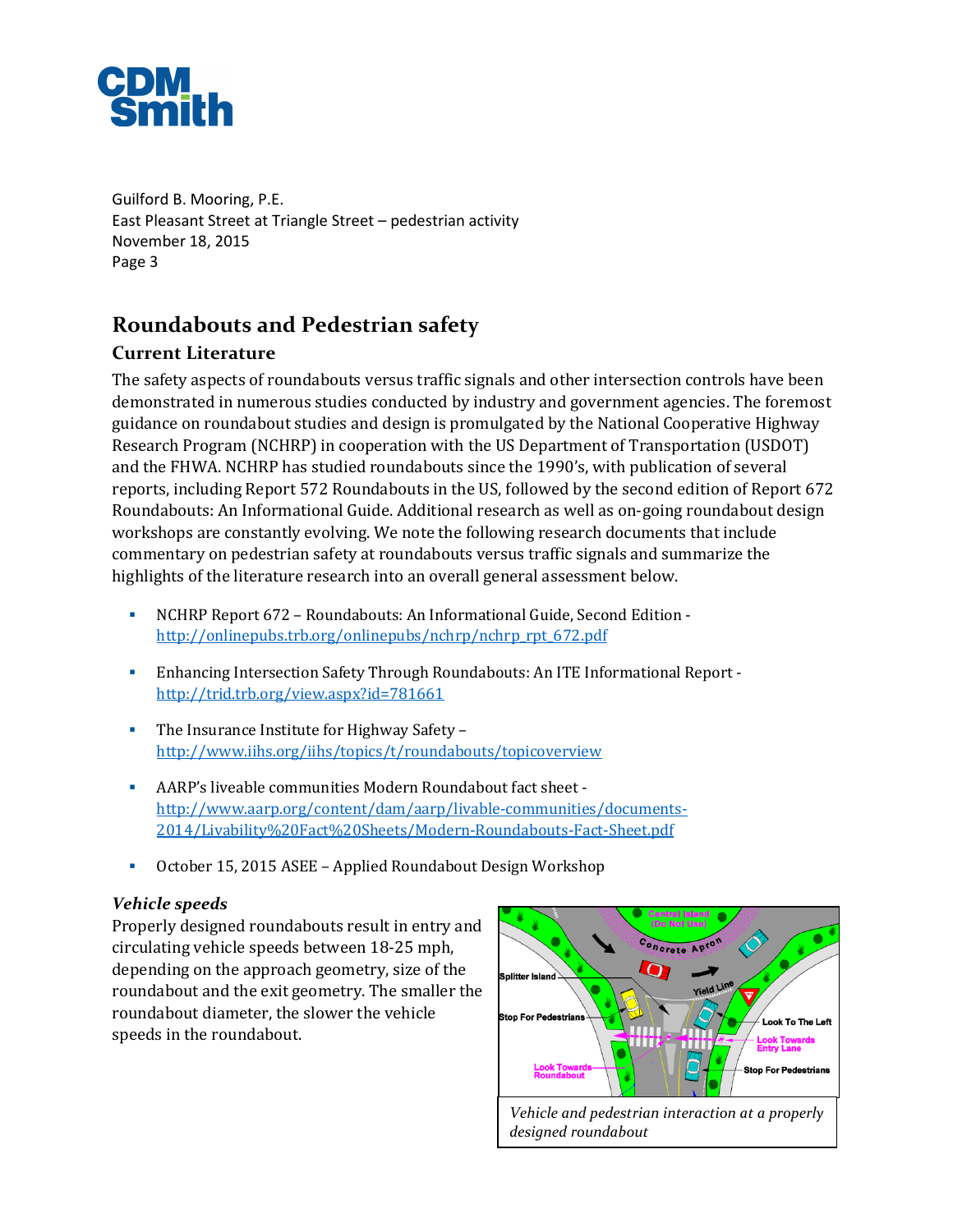Guilford B. Mooring, P.E.
East Pleasant Street at Triangle Street – pedestrian activity
November 18, 2015

## Roundabouts and Pedestrian safety

### Current Literature

The safety aspects of roundabouts versus traffic signals and other intersection controls have been demonstrated in numerous studies conducted by industry and government agencies. The foremost guidance on roundabout studies and design is promulgated by the National Cooperative Highway Research Program (NCHRP) in cooperation with the US Department of Transportation (USDOT) and the FHWA. NCHRP has studied roundabouts since the 1990's, with publication of several reports, including Report 572 Roundabouts in the US, followed by the second edition of Report 672 Roundabouts: An Informational Guide. Additional research as well as on-going roundabout design workshops are constantly evolving. We note the following research documents that include commentary on pedestrian safety at roundabouts versus traffic signals and summarize the highlights of the literature research into an overall general assessment below.

- NCHRP Report 672 – Roundabouts: An Informational Guide, Second Edition - http://onlinepubs.trb.org/onlinepubs/nchrp/nchrp_rpt_672.pdf
- Enhancing Intersection Safety Through Roundabouts: An ITE Informational Report - http://trid.trb.org/view.aspx?id=781661
- The Insurance Institute for Highway Safety – http://www.iihs.org/iihs/topics/t/roundabouts/topicoverview
- AARP's liveable communities Modern Roundabout fact sheet - http://www.aarp.org/content/dam/aarp/livable-communities/documents-2014/Livability%20Fact%20Sheets/Modern-Roundabouts-Fact-Sheet.pdf
- October 15, 2015 ASEE – Applied Roundabout Design Workshop

#### *Vehicle speeds*

Properly designed roundabouts result in entry and circulating vehicle speeds between 18-25 mph, depending on the approach geometry, size of the roundabout and the exit geometry. The smaller the roundabout diameter, the slower the vehicle speeds in the roundabout.

*Vehicle and pedestrian interaction at a properly designed roundabout*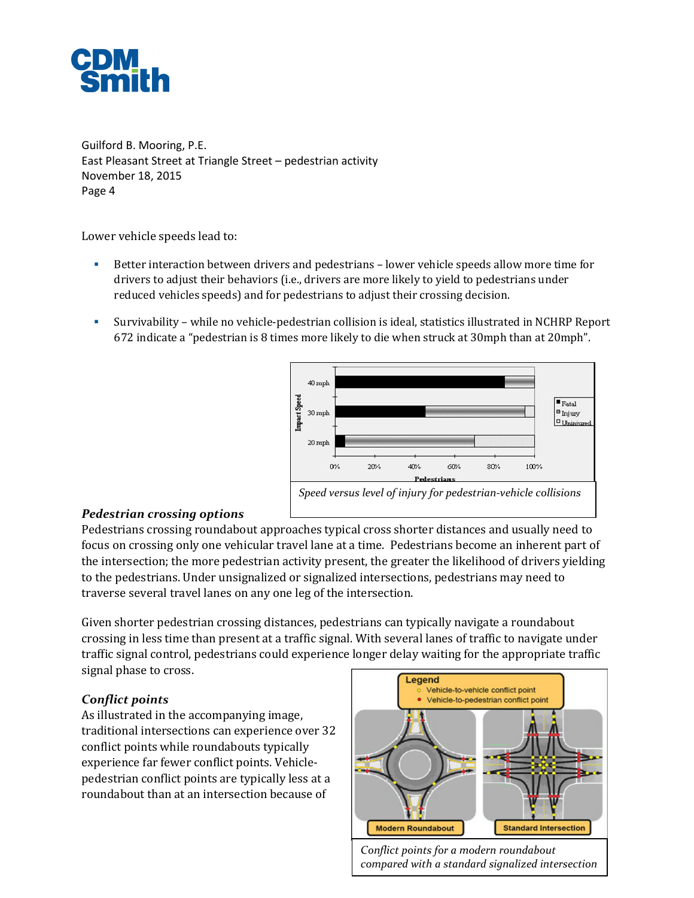Guilford B. Mooring, P.E.
East Pleasant Street at Triangle Street – pedestrian activity
November 18, 2015

Lower vehicle speeds lead to:

- Better interaction between drivers and pedestrians – lower vehicle speeds allow more time for drivers to adjust their behaviors (i.e., drivers are more likely to yield to pedestrians under reduced vehicles speeds) and for pedestrians to adjust their crossing decision.
- Survivability – while no vehicle-pedestrian collision is ideal, statistics illustrated in NCHRP Report 672 indicate a "pedestrian is 8 times more likely to die when struck at 30mph than at 20mph".

*Speed versus level of injury for pedestrian-vehicle collisions*

### *Pedestrian crossing options*

Pedestrians crossing roundabout approaches typical cross shorter distances and usually need to focus on crossing only one vehicular travel lane at a time. Pedestrians become an inherent part of the intersection; the more pedestrian activity present, the greater the likelihood of drivers yielding to the pedestrians. Under unsignalized or signalized intersections, pedestrians may need to traverse several travel lanes on any one leg of the intersection.

Given shorter pedestrian crossing distances, pedestrians can typically navigate a roundabout crossing in less time than present at a traffic signal. With several lanes of traffic to navigate under traffic signal control, pedestrians could experience longer delay waiting for the appropriate traffic signal phase to cross.

### *Conflict points*

As illustrated in the accompanying image, traditional intersections can experience over 32 conflict points while roundabouts typically experience far fewer conflict points. Vehicle-pedestrian conflict points are typically less at a roundabout than at an intersection because of

*Conflict points for a modern roundabout compared with a standard signalized intersection*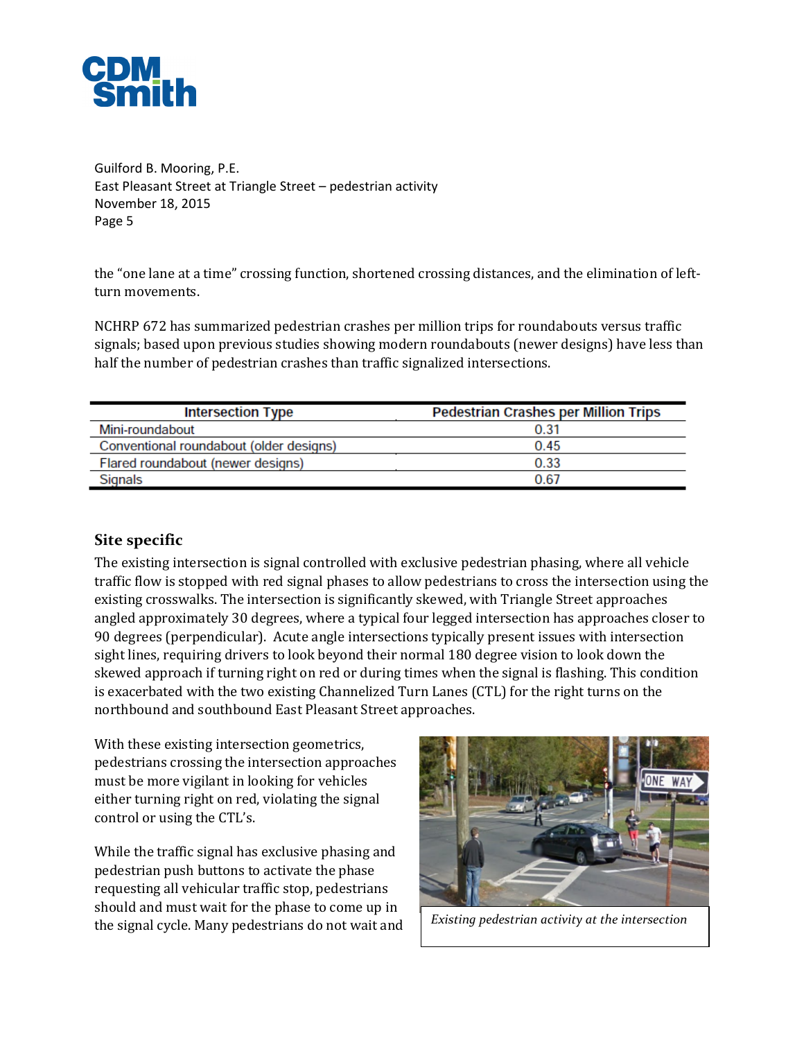the "one lane at a time" crossing function, shortened crossing distances, and the elimination of left-turn movements.

NCHRP 672 has summarized pedestrian crashes per million trips for roundabouts versus traffic signals; based upon previous studies showing modern roundabouts (newer designs) have less than half the number of pedestrian crashes than traffic signalized intersections.

| Intersection Type | Pedestrian Crashes per Million Trips |
|---|---|
| Mini-roundabout | 0.31 |
| Conventional roundabout (older designs) | 0.45 |
| Flared roundabout (newer designs) | 0.33 |
| Signals | 0.67 |

## Site specific

The existing intersection is signal controlled with exclusive pedestrian phasing, where all vehicle traffic flow is stopped with red signal phases to allow pedestrians to cross the intersection using the existing crosswalks. The intersection is significantly skewed, with Triangle Street approaches angled approximately 30 degrees, where a typical four legged intersection has approaches closer to 90 degrees (perpendicular). Acute angle intersections typically present issues with intersection sight lines, requiring drivers to look beyond their normal 180 degree vision to look down the skewed approach if turning right on red or during times when the signal is flashing. This condition is exacerbated with the two existing Channelized Turn Lanes (CTL) for the right turns on the northbound and southbound East Pleasant Street approaches.

With these existing intersection geometrics, pedestrians crossing the intersection approaches must be more vigilant in looking for vehicles either turning right on red, violating the signal control or using the CTL's.

*Existing pedestrian activity at the intersection*

While the traffic signal has exclusive phasing and pedestrian push buttons to activate the phase requesting all vehicular traffic stop, pedestrians should and must wait for the phase to come up in the signal cycle. Many pedestrians do not wait and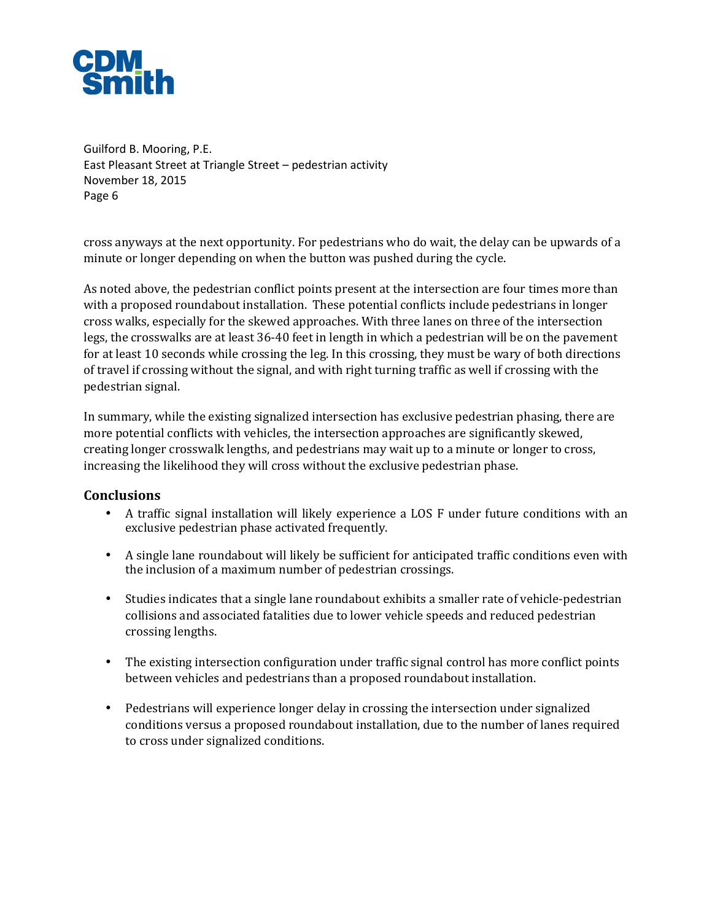cross anyways at the next opportunity. For pedestrians who do wait, the delay can be upwards of a minute or longer depending on when the button was pushed during the cycle.

As noted above, the pedestrian conflict points present at the intersection are four times more than with a proposed roundabout installation. These potential conflicts include pedestrians in longer cross walks, especially for the skewed approaches. With three lanes on three of the intersection legs, the crosswalks are at least 36-40 feet in length in which a pedestrian will be on the pavement for at least 10 seconds while crossing the leg. In this crossing, they must be wary of both directions of travel if crossing without the signal, and with right turning traffic as well if crossing with the pedestrian signal.

In summary, while the existing signalized intersection has exclusive pedestrian phasing, there are more potential conflicts with vehicles, the intersection approaches are significantly skewed, creating longer crosswalk lengths, and pedestrians may wait up to a minute or longer to cross, increasing the likelihood they will cross without the exclusive pedestrian phase.

### Conclusions

- A traffic signal installation will likely experience a LOS F under future conditions with an exclusive pedestrian phase activated frequently.
- A single lane roundabout will likely be sufficient for anticipated traffic conditions even with the inclusion of a maximum number of pedestrian crossings.
- Studies indicates that a single lane roundabout exhibits a smaller rate of vehicle-pedestrian collisions and associated fatalities due to lower vehicle speeds and reduced pedestrian crossing lengths.
- The existing intersection configuration under traffic signal control has more conflict points between vehicles and pedestrians than a proposed roundabout installation.
- Pedestrians will experience longer delay in crossing the intersection under signalized conditions versus a proposed roundabout installation, due to the number of lanes required to cross under signalized conditions.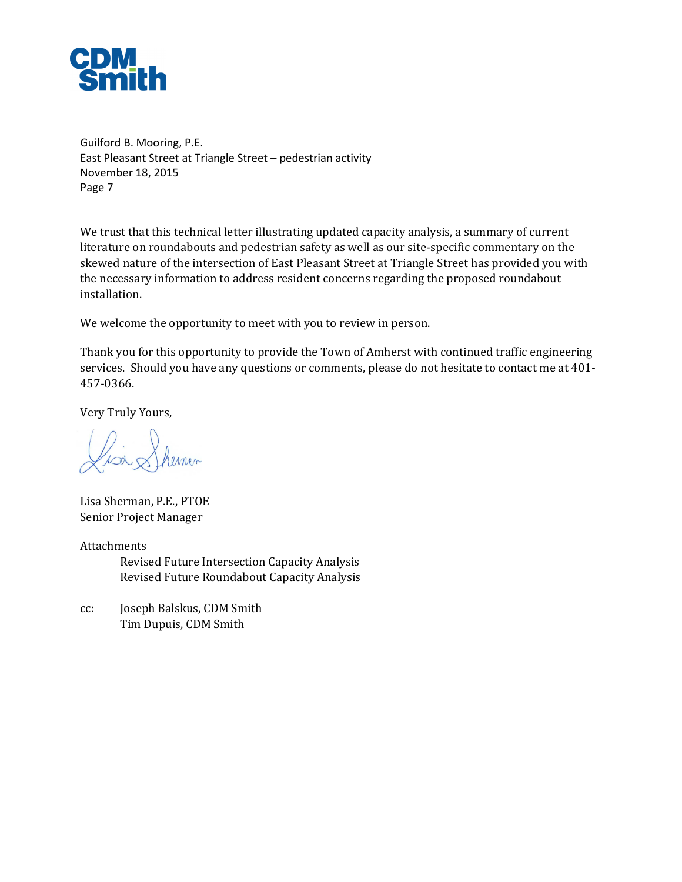We trust that this technical letter illustrating updated capacity analysis, a summary of current literature on roundabouts and pedestrian safety as well as our site-specific commentary on the skewed nature of the intersection of East Pleasant Street at Triangle Street has provided you with the necessary information to address resident concerns regarding the proposed roundabout installation.

We welcome the opportunity to meet with you to review in person.

Thank you for this opportunity to provide the Town of Amherst with continued traffic engineering services. Should you have any questions or comments, please do not hesitate to contact me at 401-457-0366.

Very Truly Yours,

Lisa Sherman, P.E., PTOE
Senior Project Manager

Attachments
Revised Future Intersection Capacity Analysis
Revised Future Roundabout Capacity Analysis

cc: Joseph Balskus, CDM Smith
Tim Dupuis, CDM Smith